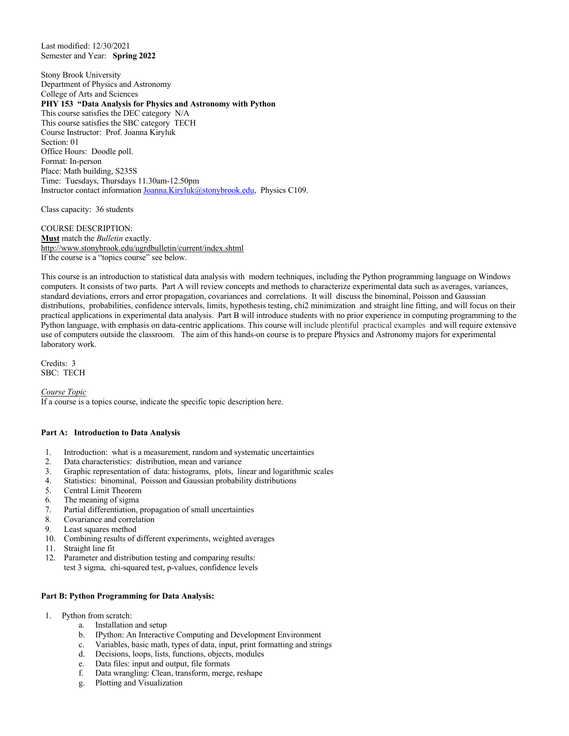Last modified: 12/30/2021
Semester and Year: **Spring 2022**

Stony Brook University
Department of Physics and Astronomy
College of Arts and Sciences
**PHY 153 "Data Analysis for Physics and Astronomy with Python**
This course satisfies the DEC category N/A
This course satisfies the SBC category TECH
Course Instructor: Prof. Joanna Kiryluk
Section: 01
Office Hours: Doodle poll.
Format: In-person
Place: Math building, S235S
Time: Tuesdays, Thursdays 11.30am-12.50pm
Instructor contact information Joanna.Kiryluk@stonybrook.edu, Physics C109.

Class capacity: 36 students

COURSE DESCRIPTION:
**Must** match the *Bulletin* exactly.
http://www.stonybrook.edu/ugrdbulletin/current/index.shtml
If the course is a "topics course" see below.

This course is an introduction to statistical data analysis with modern techniques, including the Python programming language on Windows computers. It consists of two parts. Part A will review concepts and methods to characterize experimental data such as averages, variances, standard deviations, errors and error propagation, covariances and correlations. It will discuss the binominal, Poisson and Gaussian distributions, probabilities, confidence intervals, limits, hypothesis testing, chi2 minimization and straight line fitting, and will focus on their practical applications in experimental data analysis. Part B will introduce students with no prior experience in computing programming to the Python language, with emphasis on data-centric applications. This course will include plentiful practical examples and will require extensive use of computers outside the classroom. The aim of this hands-on course is to prepare Physics and Astronomy majors for experimental laboratory work.

Credits: 3
SBC: TECH

*Course Topic*
If a course is a topics course, indicate the specific topic description here.

**Part A: Introduction to Data Analysis**

1. Introduction: what is a measurement, random and systematic uncertainties
2. Data characteristics: distribution, mean and variance
3. Graphic representation of data: histograms, plots, linear and logarithmic scales
4. Statistics: binominal, Poisson and Gaussian probability distributions
5. Central Limit Theorem
6. The meaning of sigma
7. Partial differentiation, propagation of small uncertainties
8. Covariance and correlation
9. Least squares method
10. Combining results of different experiments, weighted averages
11. Straight line fit
12. Parameter and distribution testing and comparing results:
    test 3 sigma, chi-squared test, p-values, confidence levels

**Part B: Python Programming for Data Analysis:**

1. Python from scratch:
    a. Installation and setup
    b. IPython: An Interactive Computing and Development Environment
    c. Variables, basic math, types of data, input, print formatting and strings
    d. Decisions, loops, lists, functions, objects, modules
    e. Data files: input and output, file formats
    f. Data wrangling: Clean, transform, merge, reshape
    g. Plotting and Visualization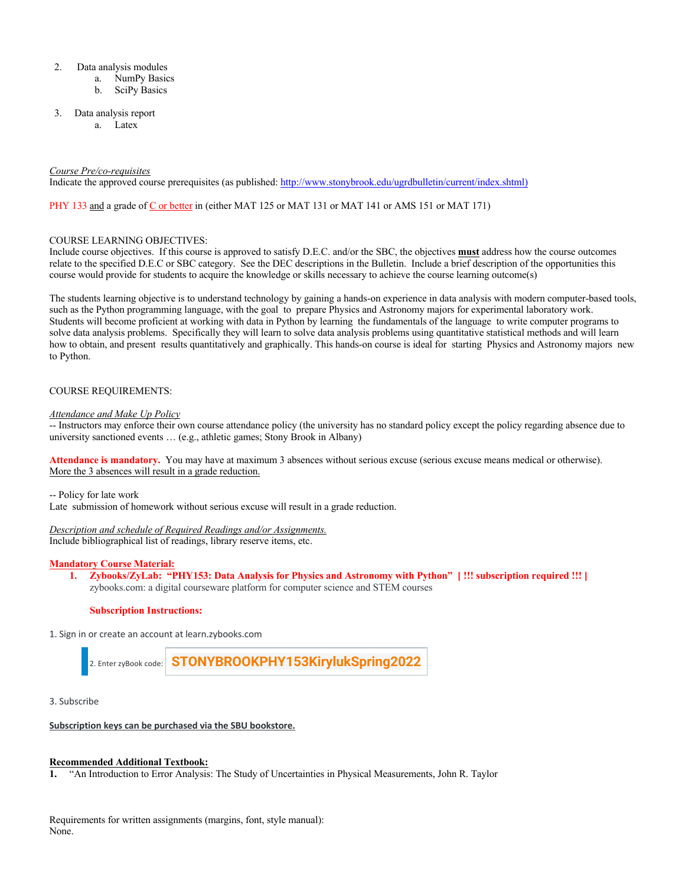2. Data analysis modules
    a. NumPy Basics
    b. SciPy Basics

3. Data analysis report
    a. Latex

*Course Pre/co-requisites*
Indicate the approved course prerequisites (as published: http://www.stonybrook.edu/ugrdbulletin/current/index.shtml)

PHY 133 and a grade of C or better in (either MAT 125 or MAT 131 or MAT 141 or AMS 151 or MAT 171)

COURSE LEARNING OBJECTIVES:
Include course objectives. If this course is approved to satisfy D.E.C. and/or the SBC, the objectives **must** address how the course outcomes relate to the specified D.E.C or SBC category. See the DEC descriptions in the Bulletin. Include a brief description of the opportunities this course would provide for students to acquire the knowledge or skills necessary to achieve the course learning outcome(s)

The students learning objective is to understand technology by gaining a hands-on experience in data analysis with modern computer-based tools, such as the Python programming language, with the goal to prepare Physics and Astronomy majors for experimental laboratory work. Students will become proficient at working with data in Python by learning the fundamentals of the language to write computer programs to solve data analysis problems. Specifically they will learn to solve data analysis problems using quantitative statistical methods and will learn how to obtain, and present results quantitatively and graphically. This hands-on course is ideal for starting Physics and Astronomy majors new to Python.

COURSE REQUIREMENTS:

*Attendance and Make Up Policy*
-- Instructors may enforce their own course attendance policy (the university has no standard policy except the policy regarding absence due to university sanctioned events … (e.g., athletic games; Stony Brook in Albany)

**Attendance is mandatory.** You may have at maximum 3 absences without serious excuse (serious excuse means medical or otherwise). More the 3 absences will result in a grade reduction.

-- Policy for late work
Late submission of homework without serious excuse will result in a grade reduction.

*Description and schedule of Required Readings and/or Assignments.*
Include bibliographical list of readings, library reserve items, etc.

**Mandatory Course Material:**

1. **Zybooks/ZyLab: "PHY153: Data Analysis for Physics and Astronomy with Python" [ !!! subscription required !!! ]**
   zybooks.com: a digital courseware platform for computer science and STEM courses

   **Subscription Instructions:**

1. Sign in or create an account at learn.zybooks.com

2. Enter zyBook code: **STONYBROOKPHY153KirylukSpring2022**

3. Subscribe

**Subscription keys can be purchased via the SBU bookstore.**

**Recommended Additional Textbook:**

1. "An Introduction to Error Analysis: The Study of Uncertainties in Physical Measurements, John R. Taylor

Requirements for written assignments (margins, font, style manual):
None.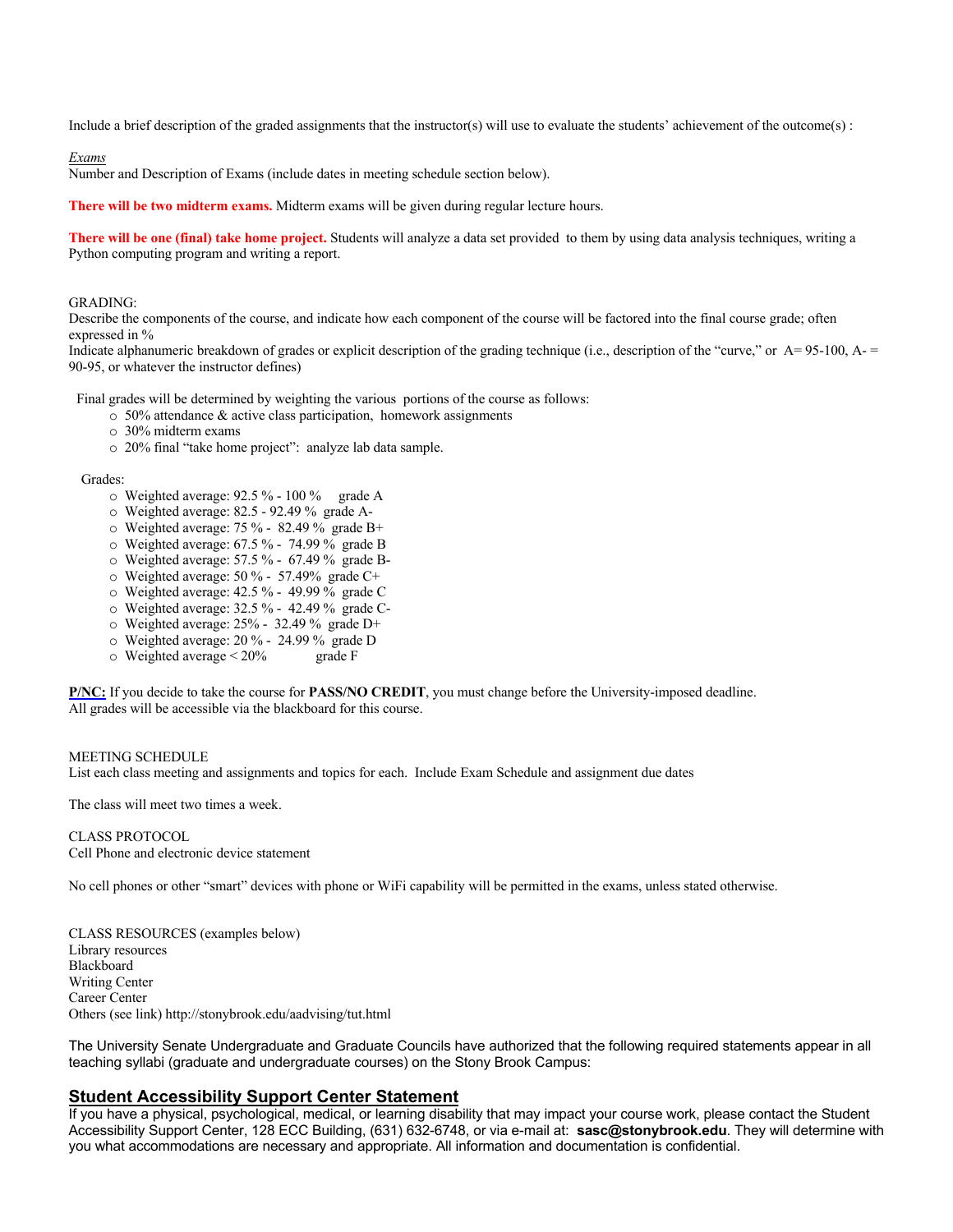Include a brief description of the graded assignments that the instructor(s) will use to evaluate the students' achievement of the outcome(s) :

*Exams*
Number and Description of Exams (include dates in meeting schedule section below).

**There will be two midterm exams.** Midterm exams will be given during regular lecture hours.

**There will be one (final) take home project.** Students will analyze a data set provided to them by using data analysis techniques, writing a Python computing program and writing a report.

GRADING:
Describe the components of the course, and indicate how each component of the course will be factored into the final course grade; often expressed in %
Indicate alphanumeric breakdown of grades or explicit description of the grading technique (i.e., description of the "curve," or A= 95-100, A- = 90-95, or whatever the instructor defines)

Final grades will be determined by weighting the various portions of the course as follows:

- 50% attendance & active class participation, homework assignments
- 30% midterm exams
- 20% final "take home project": analyze lab data sample.

Grades:

- Weighted average: 92.5 % - 100 % grade A
- Weighted average: 82.5 - 92.49 % grade A-
- Weighted average: 75 % - 82.49 % grade B+
- Weighted average: 67.5 % - 74.99 % grade B
- Weighted average: 57.5 % - 67.49 % grade B-
- Weighted average: 50 % - 57.49% grade C+
- Weighted average: 42.5 % - 49.99 % grade C
- Weighted average: 32.5 % - 42.49 % grade C-
- Weighted average: 25% - 32.49 % grade D+
- Weighted average: 20 % - 24.99 % grade D
- Weighted average < 20% grade F

**P/NC:** If you decide to take the course for **PASS/NO CREDIT**, you must change before the University-imposed deadline.
All grades will be accessible via the blackboard for this course.

MEETING SCHEDULE
List each class meeting and assignments and topics for each. Include Exam Schedule and assignment due dates

The class will meet two times a week.

CLASS PROTOCOL
Cell Phone and electronic device statement

No cell phones or other "smart" devices with phone or WiFi capability will be permitted in the exams, unless stated otherwise.

CLASS RESOURCES (examples below)
Library resources
Blackboard
Writing Center
Career Center
Others (see link) http://stonybrook.edu/aadvising/tut.html

The University Senate Undergraduate and Graduate Councils have authorized that the following required statements appear in all teaching syllabi (graduate and undergraduate courses) on the Stony Brook Campus:

## Student Accessibility Support Center Statement

If you have a physical, psychological, medical, or learning disability that may impact your course work, please contact the Student Accessibility Support Center, 128 ECC Building, (631) 632-6748, or via e-mail at: **sasc@stonybrook.edu**. They will determine with you what accommodations are necessary and appropriate. All information and documentation is confidential.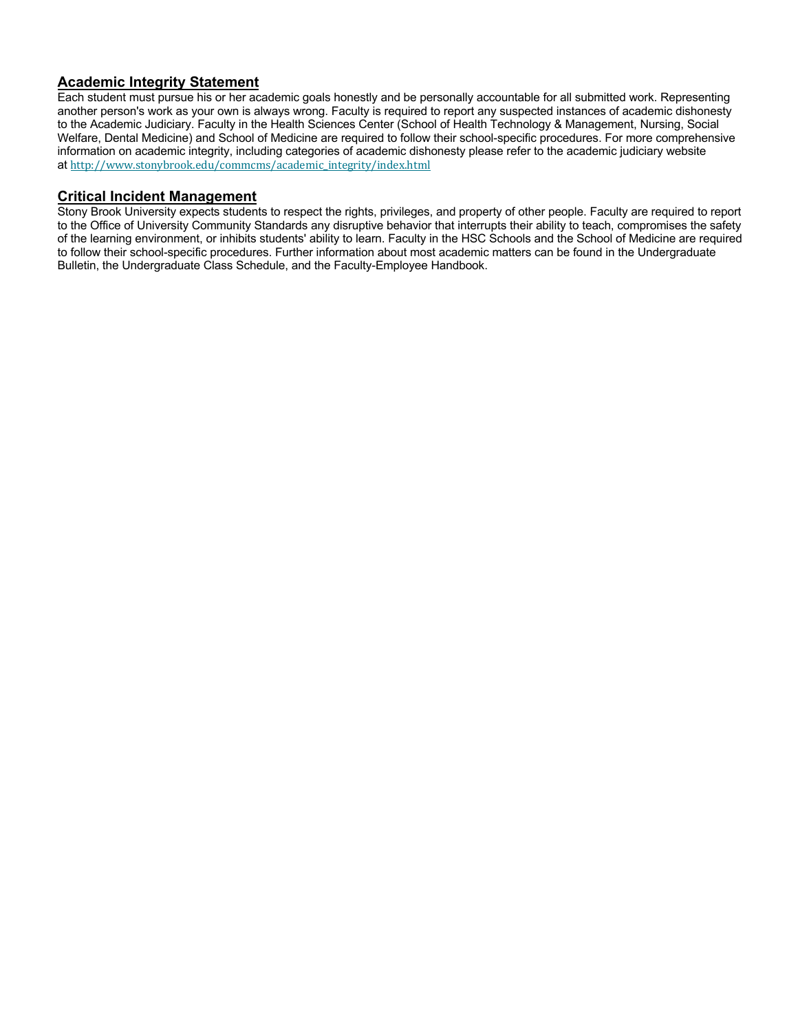## Academic Integrity Statement

Each student must pursue his or her academic goals honestly and be personally accountable for all submitted work. Representing another person's work as your own is always wrong. Faculty is required to report any suspected instances of academic dishonesty to the Academic Judiciary. Faculty in the Health Sciences Center (School of Health Technology & Management, Nursing, Social Welfare, Dental Medicine) and School of Medicine are required to follow their school-specific procedures. For more comprehensive information on academic integrity, including categories of academic dishonesty please refer to the academic judiciary website at http://www.stonybrook.edu/commcms/academic_integrity/index.html

## Critical Incident Management

Stony Brook University expects students to respect the rights, privileges, and property of other people. Faculty are required to report to the Office of University Community Standards any disruptive behavior that interrupts their ability to teach, compromises the safety of the learning environment, or inhibits students' ability to learn. Faculty in the HSC Schools and the School of Medicine are required to follow their school-specific procedures. Further information about most academic matters can be found in the Undergraduate Bulletin, the Undergraduate Class Schedule, and the Faculty-Employee Handbook.